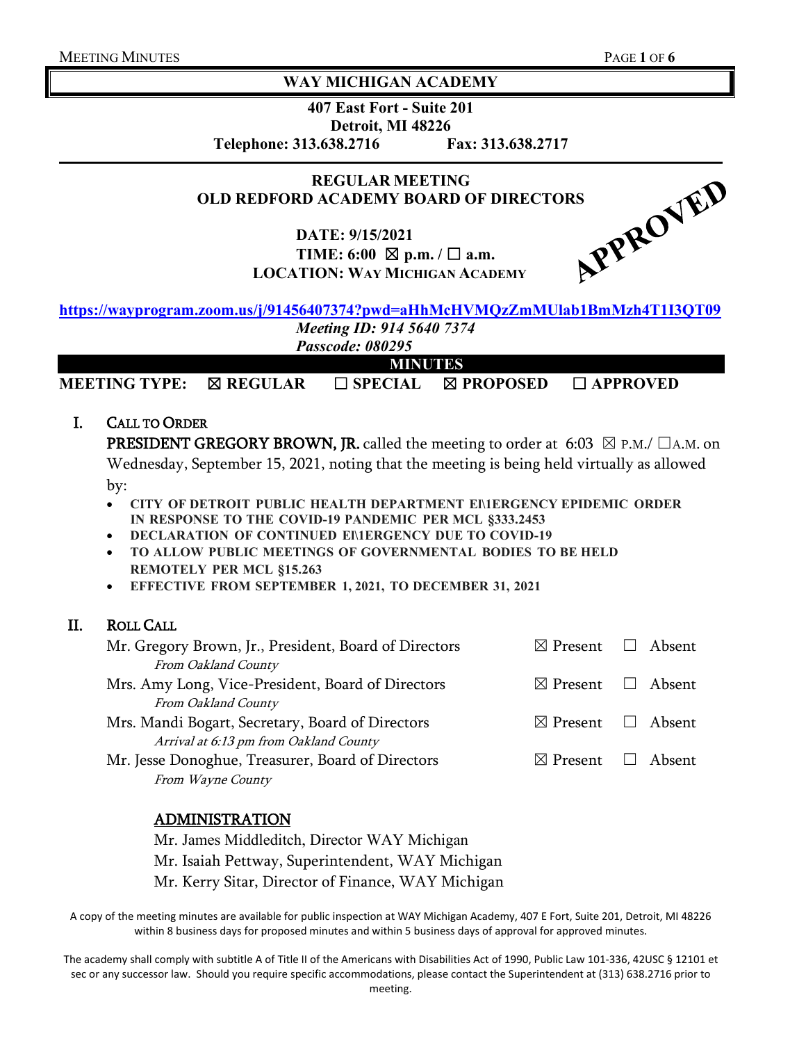# WAY MICHIGAN ACADEMY

**407 East Fort - Suite 201**
**Detroit, MI 48226**
**Telephone: 313.638.2716 Fax: 313.638.2717**

## REGULAR MEETING
## OLD REDFORD ACADEMY BOARD OF DIRECTORS

APPROVED

**DATE: 9/15/2021**
**TIME: 6:00 ☒ p.m. / ☐ a.m.**
**LOCATION: WAY MICHIGAN ACADEMY**

**https://wayprogram.zoom.us/j/91456407374?pwd=aHhMcHVMQzZmMUlab1BmMzh4T1I3QT09**

***Meeting ID: 914 5640 7374***
***Passcode: 080295***

**MINUTES**

**MEETING TYPE: ☒ REGULAR ☐ SPECIAL ☒ PROPOSED ☐ APPROVED**

## I. CALL TO ORDER

**PRESIDENT GREGORY BROWN, JR.** called the meeting to order at 6:03 ☒ P.M./ ☐A.M. on Wednesday, September 15, 2021, noting that the meeting is being held virtually as allowed by:

- **CITY OF DETROIT PUBLIC HEALTH DEPARTMENT EMERGENCY EPIDEMIC ORDER IN RESPONSE TO THE COVID-19 PANDEMIC PER MCL §333.2453**
- **DECLARATION OF CONTINUED EMERGENCY DUE TO COVID-19**
- **TO ALLOW PUBLIC MEETINGS OF GOVERNMENTAL BODIES TO BE HELD REMOTELY PER MCL §15.263**
- **EFFECTIVE FROM SEPTEMBER 1, 2021, TO DECEMBER 31, 2021**

## II. ROLL CALL

| Member | Present | Absent |
|---|---|---|
| Mr. Gregory Brown, Jr., President, Board of Directors *From Oakland County* | ☒ Present | ☐ Absent |
| Mrs. Amy Long, Vice-President, Board of Directors *From Oakland County* | ☒ Present | ☐ Absent |
| Mrs. Mandi Bogart, Secretary, Board of Directors *Arrival at 6:13 pm from Oakland County* | ☒ Present | ☐ Absent |
| Mr. Jesse Donoghue, Treasurer, Board of Directors *From Wayne County* | ☒ Present | ☐ Absent |

### ADMINISTRATION

Mr. James Middleditch, Director WAY Michigan
Mr. Isaiah Pettway, Superintendent, WAY Michigan
Mr. Kerry Sitar, Director of Finance, WAY Michigan

A copy of the meeting minutes are available for public inspection at WAY Michigan Academy, 407 E Fort, Suite 201, Detroit, MI 48226 within 8 business days for proposed minutes and within 5 business days of approval for approved minutes.

The academy shall comply with subtitle A of Title II of the Americans with Disabilities Act of 1990, Public Law 101-336, 42USC § 12101 et sec or any successor law. Should you require specific accommodations, please contact the Superintendent at (313) 638.2716 prior to meeting.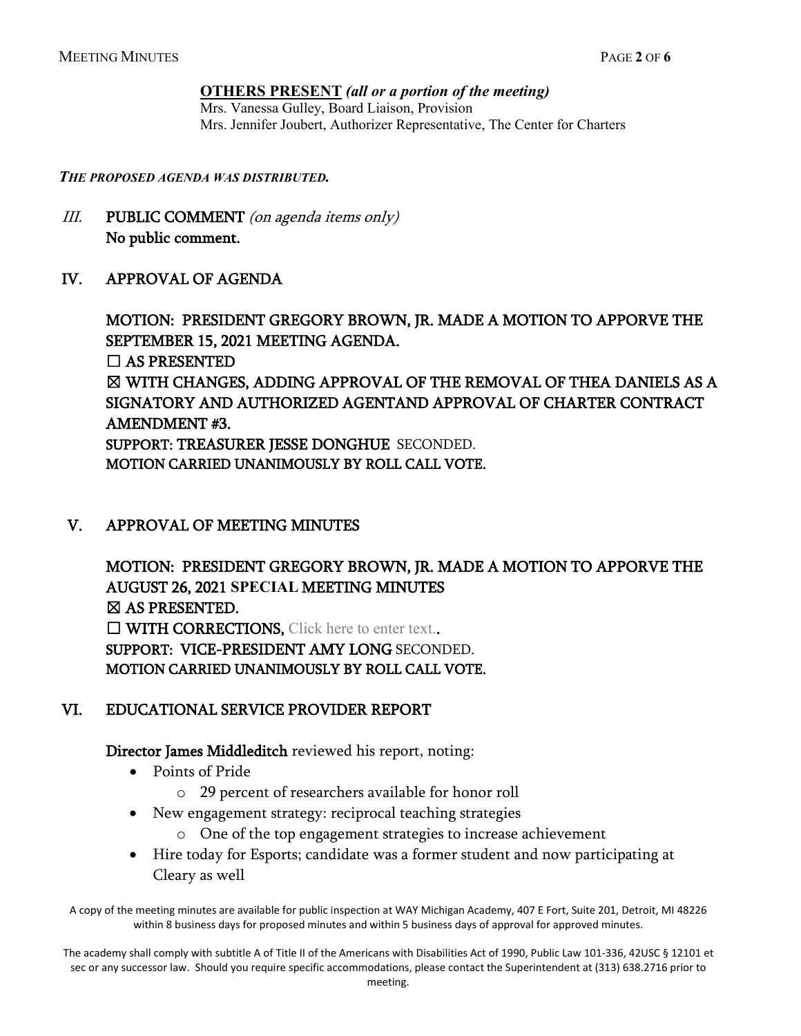**OTHERS PRESENT** ***(all or a portion of the meeting)***
Mrs. Vanessa Gulley, Board Liaison, Provision
Mrs. Jennifer Joubert, Authorizer Representative, The Center for Charters

***THE PROPOSED AGENDA WAS DISTRIBUTED.***

## III. PUBLIC COMMENT *(on agenda items only)*

**No public comment.**

## IV. APPROVAL OF AGENDA

MOTION: PRESIDENT GREGORY BROWN, JR. MADE A MOTION TO APPORVE THE SEPTEMBER 15, 2021 MEETING AGENDA.
☐ AS PRESENTED
☒ WITH CHANGES, ADDING APPROVAL OF THE REMOVAL OF THEA DANIELS AS A SIGNATORY AND AUTHORIZED AGENTAND APPROVAL OF CHARTER CONTRACT AMENDMENT #3.
SUPPORT: TREASURER JESSE DONGHUE SECONDED.
MOTION CARRIED UNANIMOUSLY BY ROLL CALL VOTE.

## V. APPROVAL OF MEETING MINUTES

MOTION: PRESIDENT GREGORY BROWN, JR. MADE A MOTION TO APPORVE THE AUGUST 26, 2021 SPECIAL MEETING MINUTES
☒ AS PRESENTED.
☐ WITH CORRECTIONS, Click here to enter text..
SUPPORT: VICE-PRESIDENT AMY LONG SECONDED.
MOTION CARRIED UNANIMOUSLY BY ROLL CALL VOTE.

## VI. EDUCATIONAL SERVICE PROVIDER REPORT

**Director James Middleditch** reviewed his report, noting:

- Points of Pride
  - 29 percent of researchers available for honor roll
- New engagement strategy: reciprocal teaching strategies
  - One of the top engagement strategies to increase achievement
- Hire today for Esports; candidate was a former student and now participating at Cleary as well

A copy of the meeting minutes are available for public inspection at WAY Michigan Academy, 407 E Fort, Suite 201, Detroit, MI 48226 within 8 business days for proposed minutes and within 5 business days of approval for approved minutes.

The academy shall comply with subtitle A of Title II of the Americans with Disabilities Act of 1990, Public Law 101-336, 42USC § 12101 et sec or any successor law. Should you require specific accommodations, please contact the Superintendent at (313) 638.2716 prior to meeting.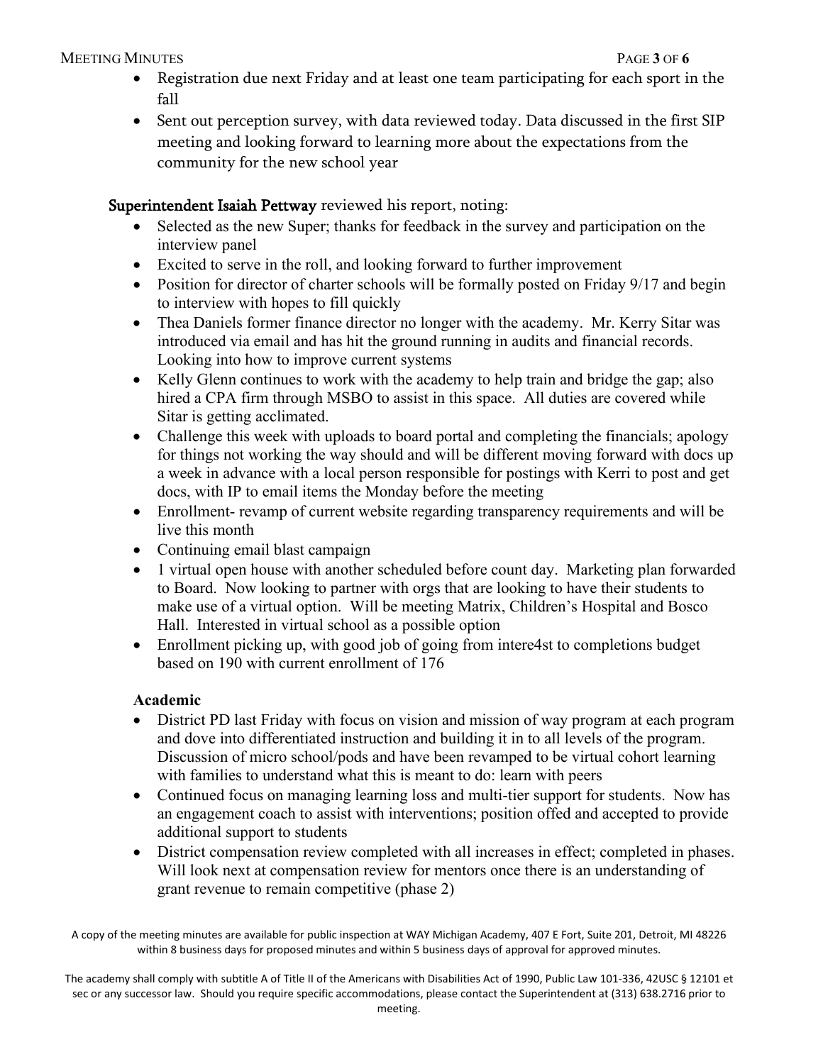- Registration due next Friday and at least one team participating for each sport in the fall
- Sent out perception survey, with data reviewed today. Data discussed in the first SIP meeting and looking forward to learning more about the expectations from the community for the new school year

**Superintendent Isaiah Pettway** reviewed his report, noting:

- Selected as the new Super; thanks for feedback in the survey and participation on the interview panel
- Excited to serve in the roll, and looking forward to further improvement
- Position for director of charter schools will be formally posted on Friday 9/17 and begin to interview with hopes to fill quickly
- Thea Daniels former finance director no longer with the academy. Mr. Kerry Sitar was introduced via email and has hit the ground running in audits and financial records. Looking into how to improve current systems
- Kelly Glenn continues to work with the academy to help train and bridge the gap; also hired a CPA firm through MSBO to assist in this space. All duties are covered while Sitar is getting acclimated.
- Challenge this week with uploads to board portal and completing the financials; apology for things not working the way should and will be different moving forward with docs up a week in advance with a local person responsible for postings with Kerri to post and get docs, with IP to email items the Monday before the meeting
- Enrollment- revamp of current website regarding transparency requirements and will be live this month
- Continuing email blast campaign
- 1 virtual open house with another scheduled before count day. Marketing plan forwarded to Board. Now looking to partner with orgs that are looking to have their students to make use of a virtual option. Will be meeting Matrix, Children's Hospital and Bosco Hall. Interested in virtual school as a possible option
- Enrollment picking up, with good job of going from intere4st to completions budget based on 190 with current enrollment of 176

**Academic**

- District PD last Friday with focus on vision and mission of way program at each program and dove into differentiated instruction and building it in to all levels of the program. Discussion of micro school/pods and have been revamped to be virtual cohort learning with families to understand what this is meant to do: learn with peers
- Continued focus on managing learning loss and multi-tier support for students. Now has an engagement coach to assist with interventions; position offed and accepted to provide additional support to students
- District compensation review completed with all increases in effect; completed in phases. Will look next at compensation review for mentors once there is an understanding of grant revenue to remain competitive (phase 2)

A copy of the meeting minutes are available for public inspection at WAY Michigan Academy, 407 E Fort, Suite 201, Detroit, MI 48226 within 8 business days for proposed minutes and within 5 business days of approval for approved minutes.

The academy shall comply with subtitle A of Title II of the Americans with Disabilities Act of 1990, Public Law 101-336, 42USC § 12101 et sec or any successor law. Should you require specific accommodations, please contact the Superintendent at (313) 638.2716 prior to meeting.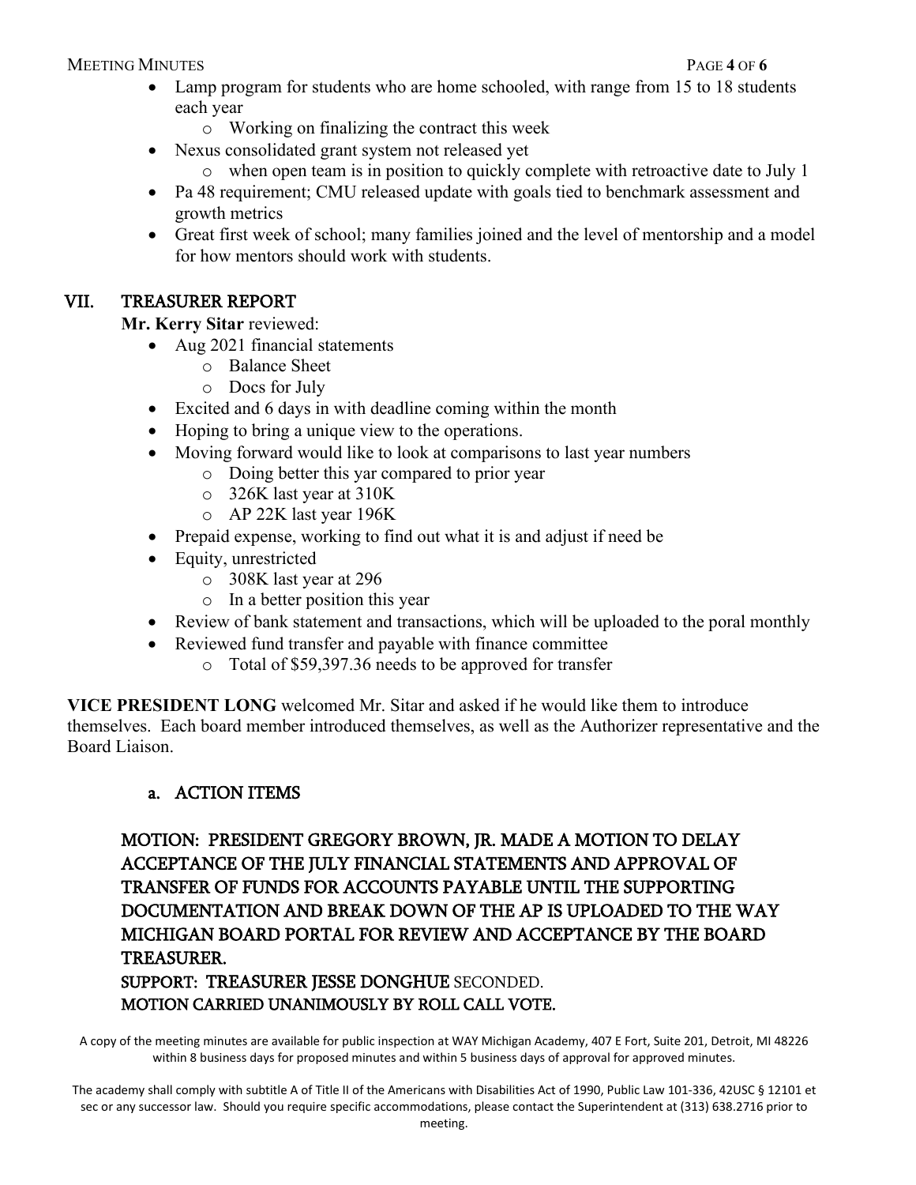- Lamp program for students who are home schooled, with range from 15 to 18 students each year
  - Working on finalizing the contract this week
- Nexus consolidated grant system not released yet
  - when open team is in position to quickly complete with retroactive date to July 1
- Pa 48 requirement; CMU released update with goals tied to benchmark assessment and growth metrics
- Great first week of school; many families joined and the level of mentorship and a model for how mentors should work with students.

## VII. TREASURER REPORT

**Mr. Kerry Sitar** reviewed:

- Aug 2021 financial statements
  - Balance Sheet
  - Docs for July
- Excited and 6 days in with deadline coming within the month
- Hoping to bring a unique view to the operations.
- Moving forward would like to look at comparisons to last year numbers
  - Doing better this yar compared to prior year
  - 326K last year at 310K
  - AP 22K last year 196K
- Prepaid expense, working to find out what it is and adjust if need be
- Equity, unrestricted
  - 308K last year at 296
  - In a better position this year
- Review of bank statement and transactions, which will be uploaded to the poral monthly
- Reviewed fund transfer and payable with finance committee
  - Total of $59,397.36 needs to be approved for transfer

**VICE PRESIDENT LONG** welcomed Mr. Sitar and asked if he would like them to introduce themselves. Each board member introduced themselves, as well as the Authorizer representative and the Board Liaison.

### a. ACTION ITEMS

**MOTION: PRESIDENT GREGORY BROWN, JR. MADE A MOTION TO DELAY ACCEPTANCE OF THE JULY FINANCIAL STATEMENTS AND APPROVAL OF TRANSFER OF FUNDS FOR ACCOUNTS PAYABLE UNTIL THE SUPPORTING DOCUMENTATION AND BREAK DOWN OF THE AP IS UPLOADED TO THE WAY MICHIGAN BOARD PORTAL FOR REVIEW AND ACCEPTANCE BY THE BOARD TREASURER.**

**SUPPORT: TREASURER JESSE DONGHUE** SECONDED.

**MOTION CARRIED UNANIMOUSLY BY ROLL CALL VOTE.**

A copy of the meeting minutes are available for public inspection at WAY Michigan Academy, 407 E Fort, Suite 201, Detroit, MI 48226 within 8 business days for proposed minutes and within 5 business days of approval for approved minutes.

The academy shall comply with subtitle A of Title II of the Americans with Disabilities Act of 1990, Public Law 101-336, 42USC § 12101 et sec or any successor law. Should you require specific accommodations, please contact the Superintendent at (313) 638.2716 prior to meeting.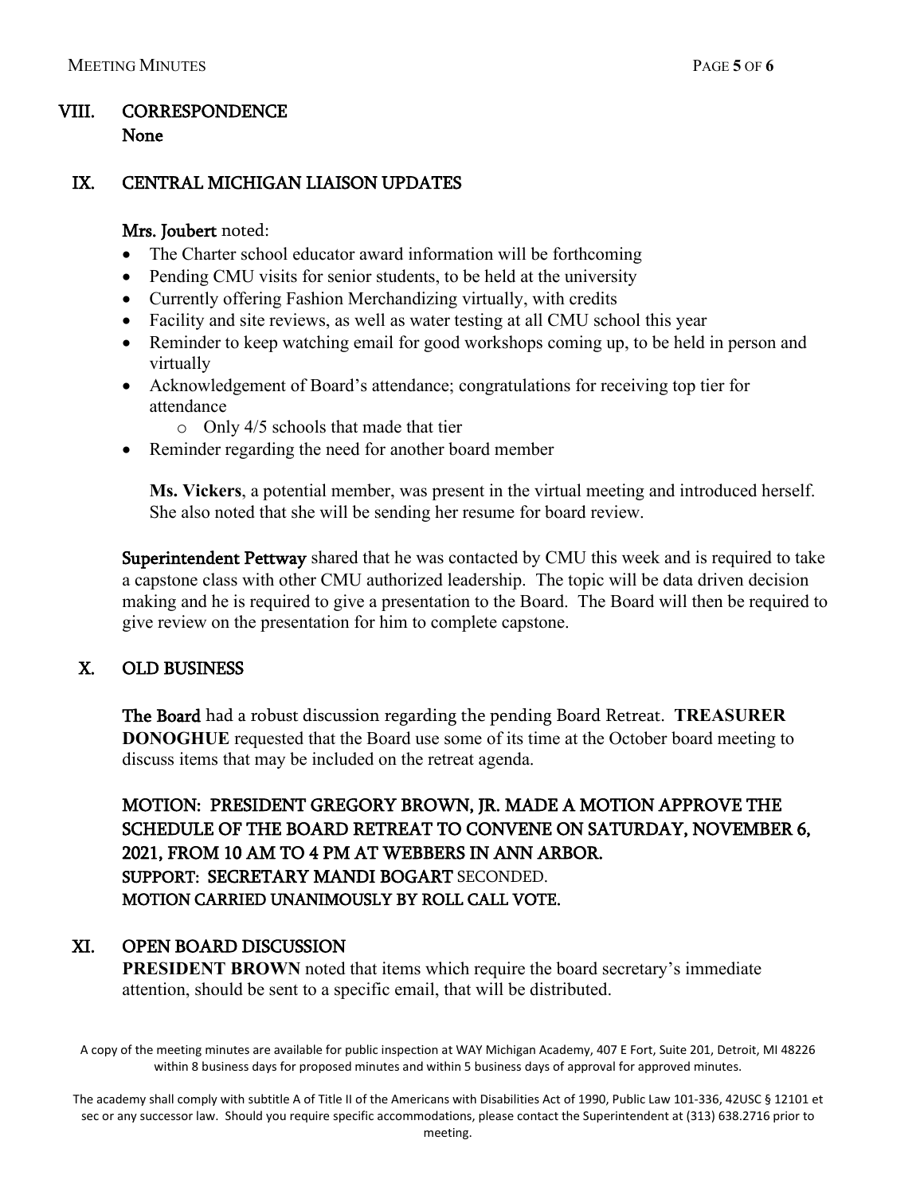## VIII. CORRESPONDENCE

None

## IX. CENTRAL MICHIGAN LIAISON UPDATES

**Mrs. Joubert** noted:

- The Charter school educator award information will be forthcoming
- Pending CMU visits for senior students, to be held at the university
- Currently offering Fashion Merchandizing virtually, with credits
- Facility and site reviews, as well as water testing at all CMU school this year
- Reminder to keep watching email for good workshops coming up, to be held in person and virtually
- Acknowledgement of Board's attendance; congratulations for receiving top tier for attendance
    - Only 4/5 schools that made that tier
- Reminder regarding the need for another board member

**Ms. Vickers**, a potential member, was present in the virtual meeting and introduced herself. She also noted that she will be sending her resume for board review.

**Superintendent Pettway** shared that he was contacted by CMU this week and is required to take a capstone class with other CMU authorized leadership. The topic will be data driven decision making and he is required to give a presentation to the Board. The Board will then be required to give review on the presentation for him to complete capstone.

## X. OLD BUSINESS

**The Board** had a robust discussion regarding the pending Board Retreat. **TREASURER DONOGHUE** requested that the Board use some of its time at the October board meeting to discuss items that may be included on the retreat agenda.

**MOTION: PRESIDENT GREGORY BROWN, JR. MADE A MOTION APPROVE THE SCHEDULE OF THE BOARD RETREAT TO CONVENE ON SATURDAY, NOVEMBER 6, 2021, FROM 10 AM TO 4 PM AT WEBBERS IN ANN ARBOR.**
**SUPPORT: SECRETARY MANDI BOGART** SECONDED.
**MOTION CARRIED UNANIMOUSLY BY ROLL CALL VOTE.**

## XI. OPEN BOARD DISCUSSION

**PRESIDENT BROWN** noted that items which require the board secretary's immediate attention, should be sent to a specific email, that will be distributed.

A copy of the meeting minutes are available for public inspection at WAY Michigan Academy, 407 E Fort, Suite 201, Detroit, MI 48226 within 8 business days for proposed minutes and within 5 business days of approval for approved minutes.

The academy shall comply with subtitle A of Title II of the Americans with Disabilities Act of 1990, Public Law 101-336, 42USC § 12101 et sec or any successor law. Should you require specific accommodations, please contact the Superintendent at (313) 638.2716 prior to meeting.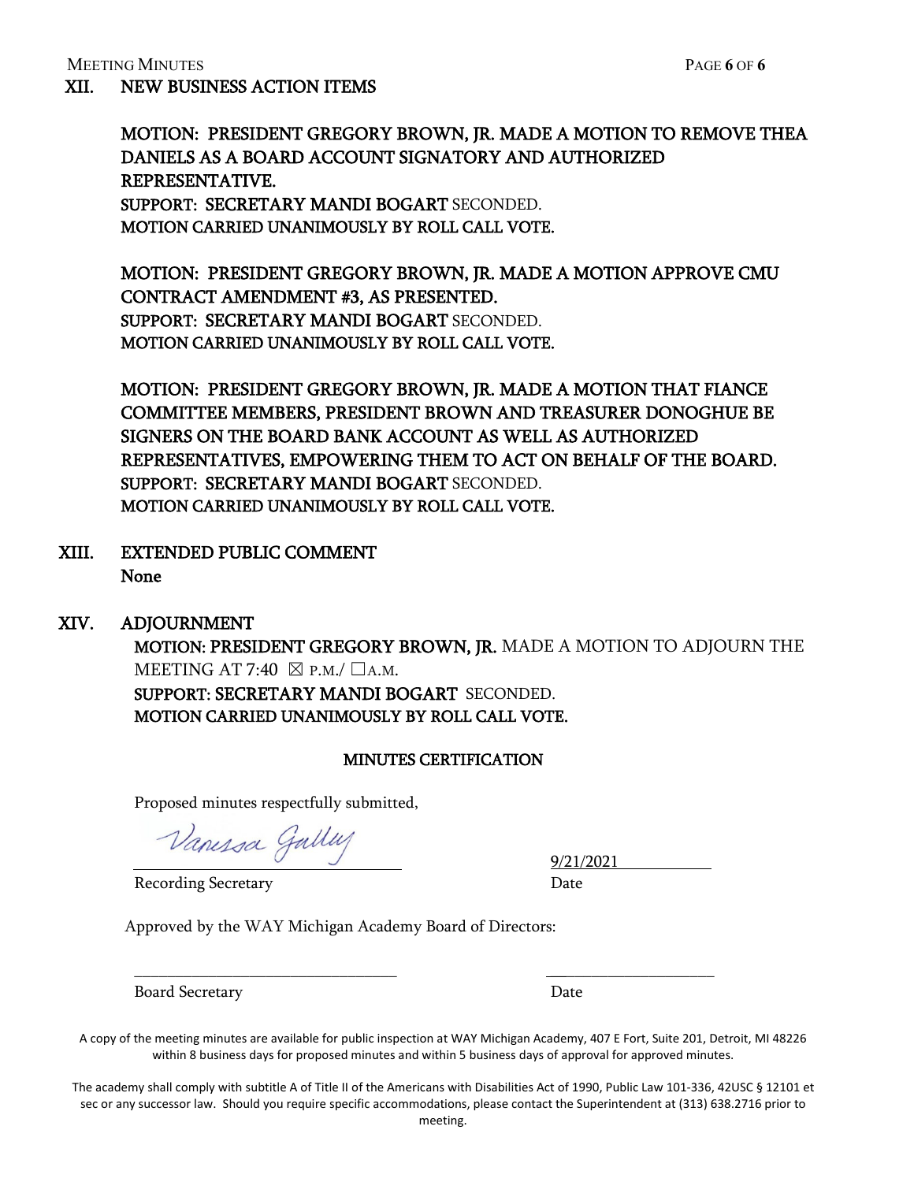## XII. NEW BUSINESS ACTION ITEMS

**MOTION: PRESIDENT GREGORY BROWN, JR. MADE A MOTION TO REMOVE THEA DANIELS AS A BOARD ACCOUNT SIGNATORY AND AUTHORIZED REPRESENTATIVE.**
**SUPPORT: SECRETARY MANDI BOGART** SECONDED.
**MOTION CARRIED UNANIMOUSLY BY ROLL CALL VOTE.**

**MOTION: PRESIDENT GREGORY BROWN, JR. MADE A MOTION APPROVE CMU CONTRACT AMENDMENT #3, AS PRESENTED.**
**SUPPORT: SECRETARY MANDI BOGART** SECONDED.
**MOTION CARRIED UNANIMOUSLY BY ROLL CALL VOTE.**

**MOTION: PRESIDENT GREGORY BROWN, JR. MADE A MOTION THAT FIANCE COMMITTEE MEMBERS, PRESIDENT BROWN AND TREASURER DONOGHUE BE SIGNERS ON THE BOARD BANK ACCOUNT AS WELL AS AUTHORIZED REPRESENTATIVES, EMPOWERING THEM TO ACT ON BEHALF OF THE BOARD.**
**SUPPORT: SECRETARY MANDI BOGART** SECONDED.
**MOTION CARRIED UNANIMOUSLY BY ROLL CALL VOTE.**

## XIII. EXTENDED PUBLIC COMMENT

None

## XIV. ADJOURNMENT

**MOTION: PRESIDENT GREGORY BROWN, JR.** MADE A MOTION TO ADJOURN THE MEETING AT 7:40 ☒ P.M./ ☐A.M.
**SUPPORT: SECRETARY MANDI BOGART** SECONDED.
**MOTION CARRIED UNANIMOUSLY BY ROLL CALL VOTE.**

### MINUTES CERTIFICATION

Proposed minutes respectfully submitted,

Vanessa Galley
Recording Secretary

9/21/2021
Date

Approved by the WAY Michigan Academy Board of Directors:

\_\_\_\_\_\_\_\_\_\_\_\_\_\_\_\_\_\_\_\_\_\_\_\_\_\_\_\_\_\_
Board Secretary

\_\_\_\_\_\_\_\_\_\_\_\_\_\_\_\_\_\_\_\_
Date

A copy of the meeting minutes are available for public inspection at WAY Michigan Academy, 407 E Fort, Suite 201, Detroit, MI 48226 within 8 business days for proposed minutes and within 5 business days of approval for approved minutes.

The academy shall comply with subtitle A of Title II of the Americans with Disabilities Act of 1990, Public Law 101-336, 42USC § 12101 et sec or any successor law. Should you require specific accommodations, please contact the Superintendent at (313) 638.2716 prior to meeting.